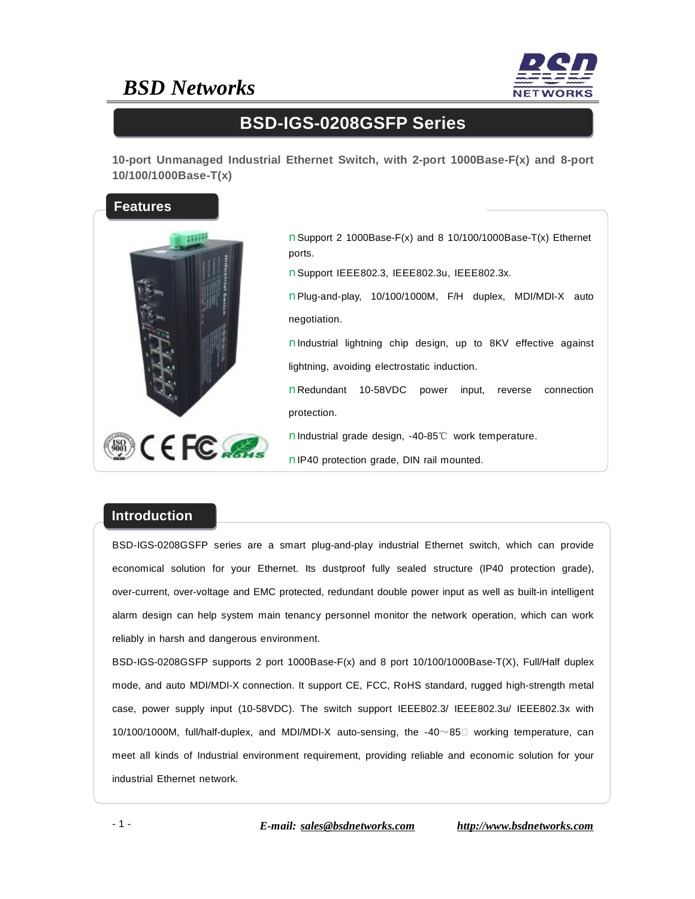# BSD Networks

## BSD-IGS-0208GSFP Series

**10-port Unmanaged Industrial Ethernet Switch, with 2-port 1000Base-F(x) and 8-port 10/100/1000Base-T(x)**

## Features

- Support 2 1000Base-F(x) and 8 10/100/1000Base-T(x) Ethernet ports.
- Support IEEE802.3, IEEE802.3u, IEEE802.3x.
- Plug-and-play, 10/100/1000M, F/H duplex, MDI/MDI-X auto negotiation.
- Industrial lightning chip design, up to 8KV effective against lightning, avoiding electrostatic induction.
- Redundant 10-58VDC power input, reverse connection protection.
- Industrial grade design, -40-85℃ work temperature.
- IP40 protection grade, DIN rail mounted.

## Introduction

BSD-IGS-0208GSFP series are a smart plug-and-play industrial Ethernet switch, which can provide economical solution for your Ethernet. Its dustproof fully sealed structure (IP40 protection grade), over-current, over-voltage and EMC protected, redundant double power input as well as built-in intelligent alarm design can help system main tenancy personnel monitor the network operation, which can work reliably in harsh and dangerous environment.

BSD-IGS-0208GSFP supports 2 port 1000Base-F(x) and 8 port 10/100/1000Base-T(X), Full/Half duplex mode, and auto MDI/MDI-X connection. It support CE, FCC, RoHS standard, rugged high-strength metal case, power supply input (10-58VDC). The switch support IEEE802.3/ IEEE802.3u/ IEEE802.3x with 10/100/1000M, full/half-duplex, and MDI/MDI-X auto-sensing, the -40～85℃ working temperature, can meet all kinds of Industrial environment requirement, providing reliable and economic solution for your industrial Ethernet network.

*E-mail: sales@bsdnetworks.com* *http://www.bsdnetworks.com*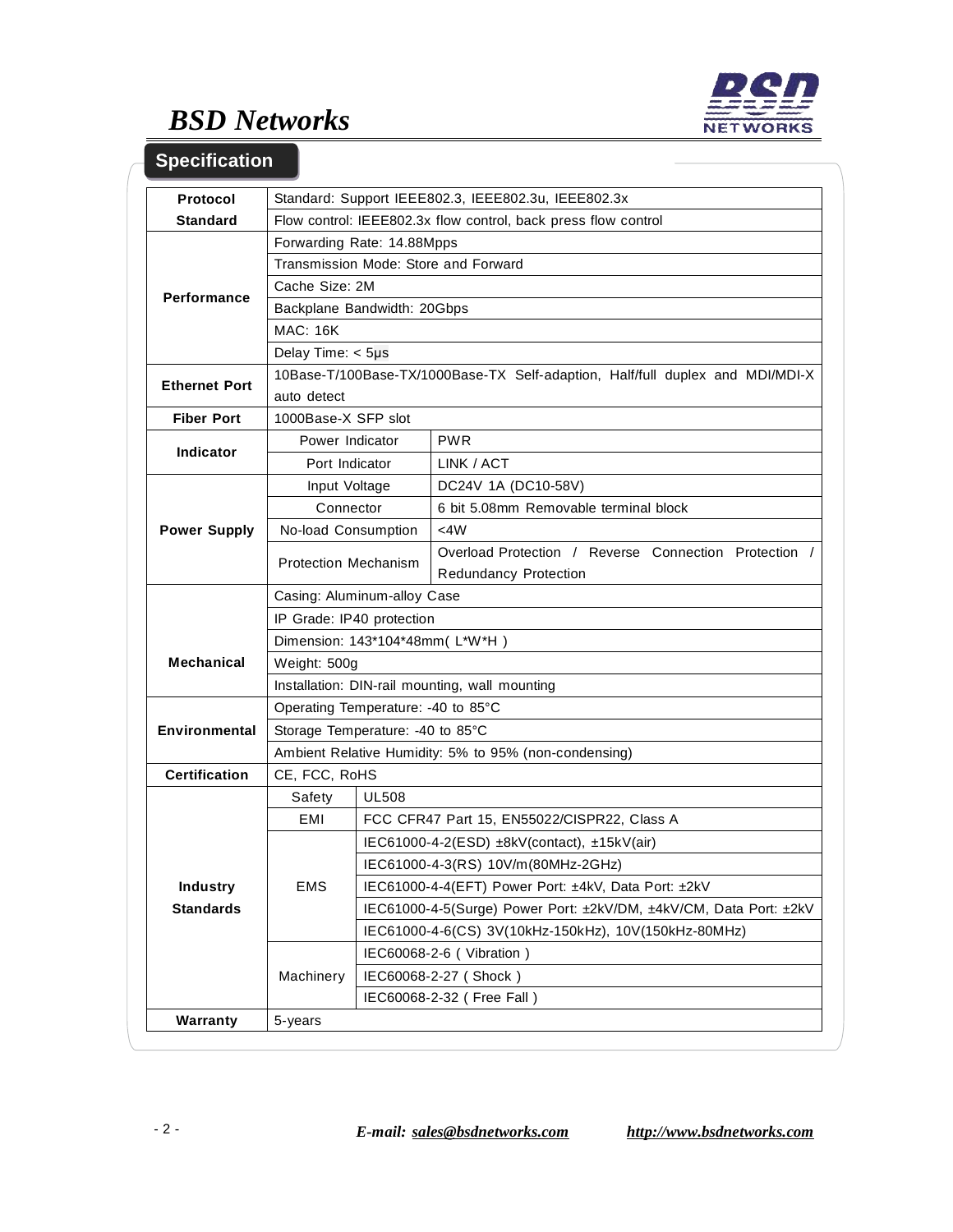## Specification

| | | | |
|---|---|---|---|
| **Protocol Standard** | Standard: Support IEEE802.3, IEEE802.3u, IEEE802.3x | | |
| | Flow control: IEEE802.3x flow control, back press flow control | | |
| **Performance** | Forwarding Rate: 14.88Mpps | | |
| | Transmission Mode: Store and Forward | | |
| | Cache Size: 2M | | |
| | Backplane Bandwidth: 20Gbps | | |
| | MAC: 16K | | |
| | Delay Time: < 5μs | | |
| **Ethernet Port** | 10Base-T/100Base-TX/1000Base-TX Self-adaption, Half/full duplex and MDI/MDI-X auto detect | | |
| **Fiber Port** | 1000Base-X SFP slot | | |
| **Indicator** | Power Indicator | PWR | |
| | Port Indicator | LINK / ACT | |
| **Power Supply** | Input Voltage | DC24V 1A (DC10-58V) | |
| | Connector | 6 bit 5.08mm Removable terminal block | |
| | No-load Consumption | <4W | |
| | Protection Mechanism | Overload Protection / Reverse Connection Protection / Redundancy Protection | |
| **Mechanical** | Casing: Aluminum-alloy Case | | |
| | IP Grade: IP40 protection | | |
| | Dimension: 143*104*48mm( L*W*H ) | | |
| | Weight: 500g | | |
| | Installation: DIN-rail mounting, wall mounting | | |
| **Environmental** | Operating Temperature: -40 to 85°C | | |
| | Storage Temperature: -40 to 85°C | | |
| | Ambient Relative Humidity: 5% to 95% (non-condensing) | | |
| **Certification** | CE, FCC, RoHS | | |
| **Industry Standards** | Safety | UL508 | |
| | EMI | FCC CFR47 Part 15, EN55022/CISPR22, Class A | |
| | EMS | IEC61000-4-2(ESD) ±8kV(contact), ±15kV(air) | |
| | | IEC61000-4-3(RS) 10V/m(80MHz-2GHz) | |
| | | IEC61000-4-4(EFT) Power Port: ±4kV, Data Port: ±2kV | |
| | | IEC61000-4-5(Surge) Power Port: ±2kV/DM, ±4kV/CM, Data Port: ±2kV | |
| | | IEC61000-4-6(CS) 3V(10kHz-150kHz), 10V(150kHz-80MHz) | |
| | Machinery | IEC60068-2-6 ( Vibration ) | |
| | | IEC60068-2-27 ( Shock ) | |
| | | IEC60068-2-32 ( Free Fall ) | |
| **Warranty** | 5-years | | |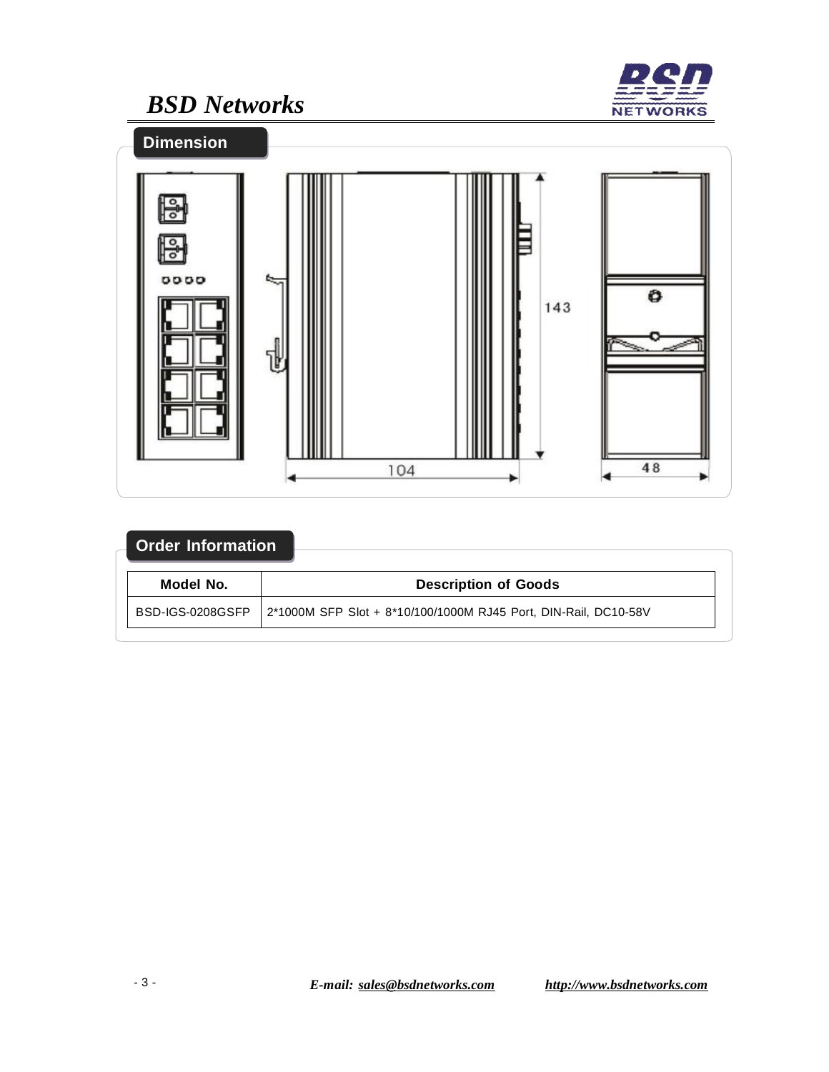## Dimension

143

104

48

## Order Information

| Model No. | Description of Goods |
|---|---|
| BSD-IGS-0208GSFP | 2*1000M SFP Slot + 8*10/100/1000M RJ45 Port, DIN-Rail, DC10-58V |